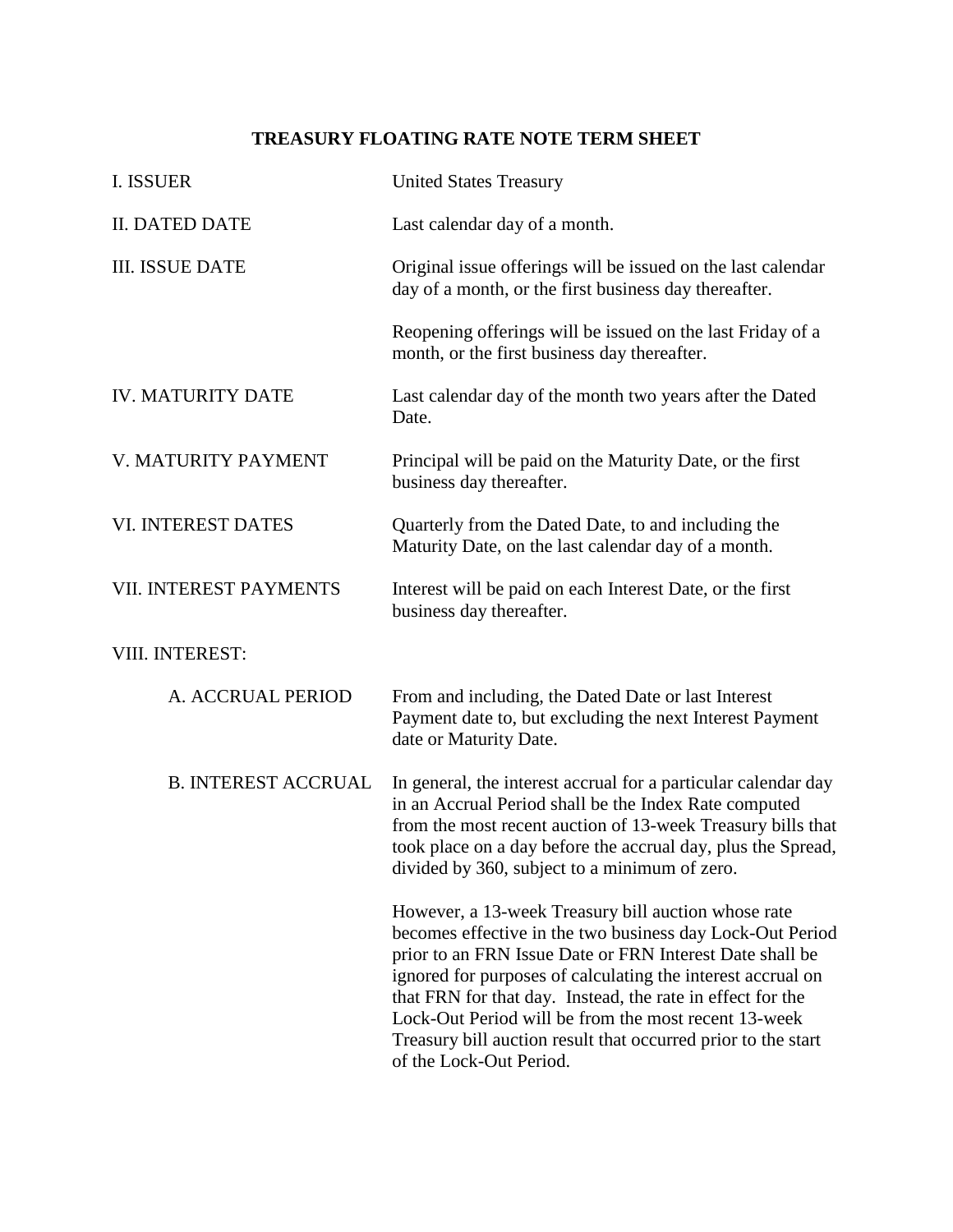# TREASURY FLOATING RATE NOTE TERM SHEET

| | |
|---|---|
| I. ISSUER | United States Treasury |
| II. DATED DATE | Last calendar day of a month. |
| III. ISSUE DATE | Original issue offerings will be issued on the last calendar day of a month, or the first business day thereafter.<br><br>Reopening offerings will be issued on the last Friday of a month, or the first business day thereafter. |
| IV. MATURITY DATE | Last calendar day of the month two years after the Dated Date. |
| V. MATURITY PAYMENT | Principal will be paid on the Maturity Date, or the first business day thereafter. |
| VI. INTEREST DATES | Quarterly from the Dated Date, to and including the Maturity Date, on the last calendar day of a month. |
| VII. INTEREST PAYMENTS | Interest will be paid on each Interest Date, or the first business day thereafter. |
| VIII. INTEREST: | |
| A. ACCRUAL PERIOD | From and including, the Dated Date or last Interest Payment date to, but excluding the next Interest Payment date or Maturity Date. |
| B. INTEREST ACCRUAL | In general, the interest accrual for a particular calendar day in an Accrual Period shall be the Index Rate computed from the most recent auction of 13-week Treasury bills that took place on a day before the accrual day, plus the Spread, divided by 360, subject to a minimum of zero.<br><br>However, a 13-week Treasury bill auction whose rate becomes effective in the two business day Lock-Out Period prior to an FRN Issue Date or FRN Interest Date shall be ignored for purposes of calculating the interest accrual on that FRN for that day. Instead, the rate in effect for the Lock-Out Period will be from the most recent 13-week Treasury bill auction result that occurred prior to the start of the Lock-Out Period. |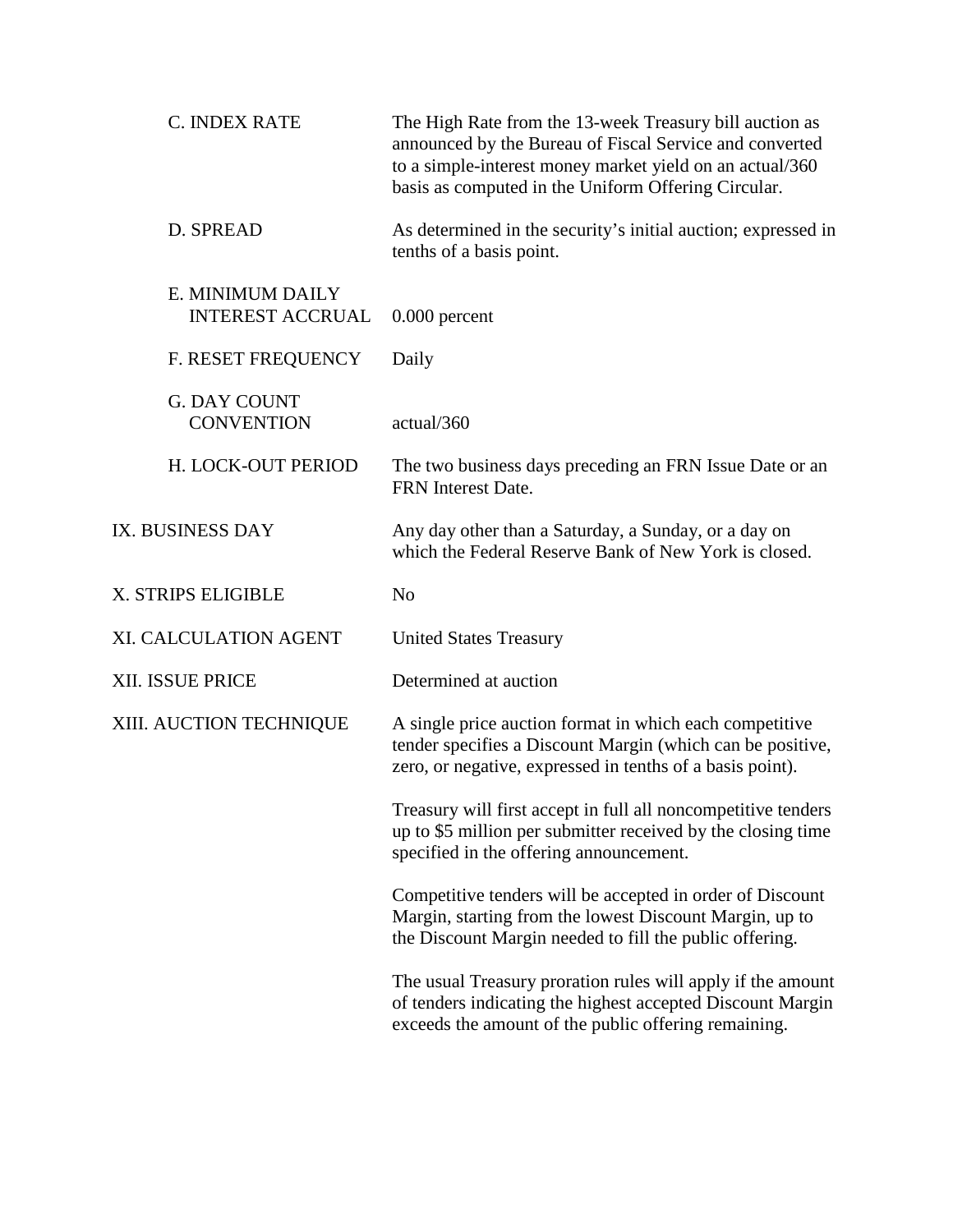| | |
|---|---|
| C. INDEX RATE | The High Rate from the 13-week Treasury bill auction as announced by the Bureau of Fiscal Service and converted to a simple-interest money market yield on an actual/360 basis as computed in the Uniform Offering Circular. |
| D. SPREAD | As determined in the security's initial auction; expressed in tenths of a basis point. |
| E. MINIMUM DAILY INTEREST ACCRUAL | 0.000 percent |
| F. RESET FREQUENCY | Daily |
| G. DAY COUNT CONVENTION | actual/360 |
| H. LOCK-OUT PERIOD | The two business days preceding an FRN Issue Date or an FRN Interest Date. |
| IX. BUSINESS DAY | Any day other than a Saturday, a Sunday, or a day on which the Federal Reserve Bank of New York is closed. |
| X. STRIPS ELIGIBLE | No |
| XI. CALCULATION AGENT | United States Treasury |
| XII. ISSUE PRICE | Determined at auction |
| XIII. AUCTION TECHNIQUE | A single price auction format in which each competitive tender specifies a Discount Margin (which can be positive, zero, or negative, expressed in tenths of a basis point). |
| | Treasury will first accept in full all noncompetitive tenders up to \$5 million per submitter received by the closing time specified in the offering announcement. |
| | Competitive tenders will be accepted in order of Discount Margin, starting from the lowest Discount Margin, up to the Discount Margin needed to fill the public offering. |
| | The usual Treasury proration rules will apply if the amount of tenders indicating the highest accepted Discount Margin exceeds the amount of the public offering remaining. |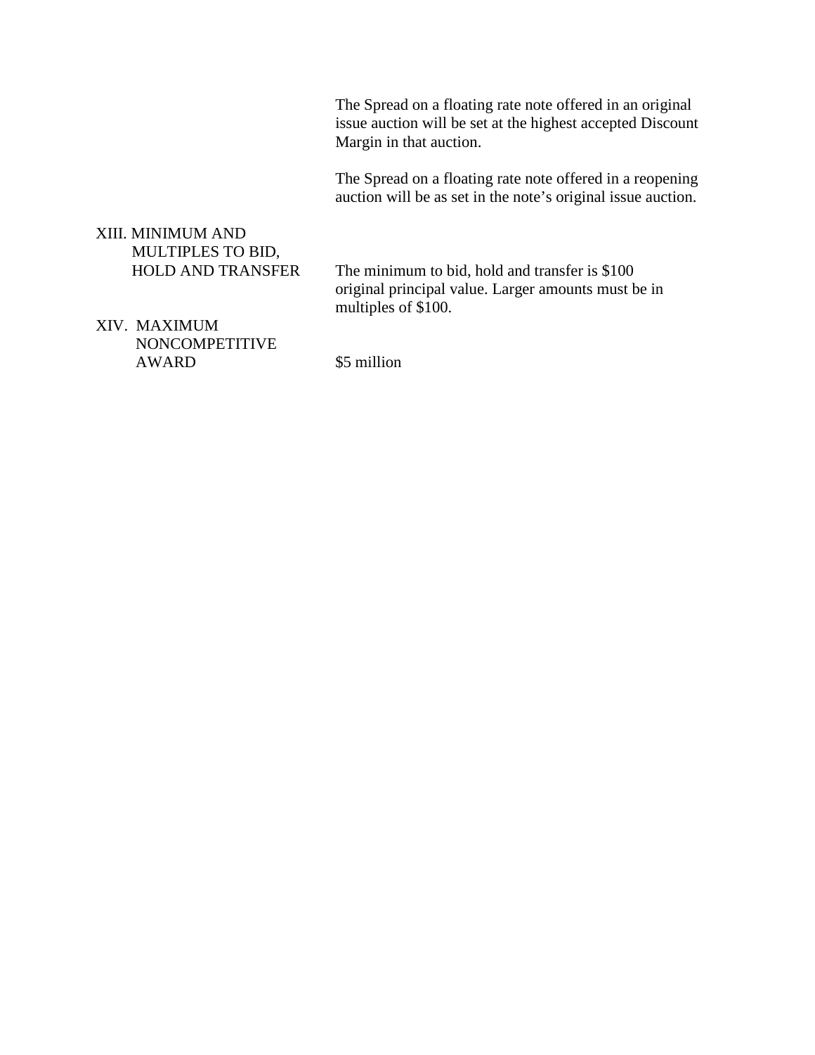The Spread on a floating rate note offered in an original issue auction will be set at the highest accepted Discount Margin in that auction.

The Spread on a floating rate note offered in a reopening auction will be as set in the note's original issue auction.

| | |
|---|---|
| XIII. MINIMUM AND MULTIPLES TO BID, HOLD AND TRANSFER | The minimum to bid, hold and transfer is $100 original principal value. Larger amounts must be in multiples of $100. |
| XIV. MAXIMUM NONCOMPETITIVE AWARD | $5 million |